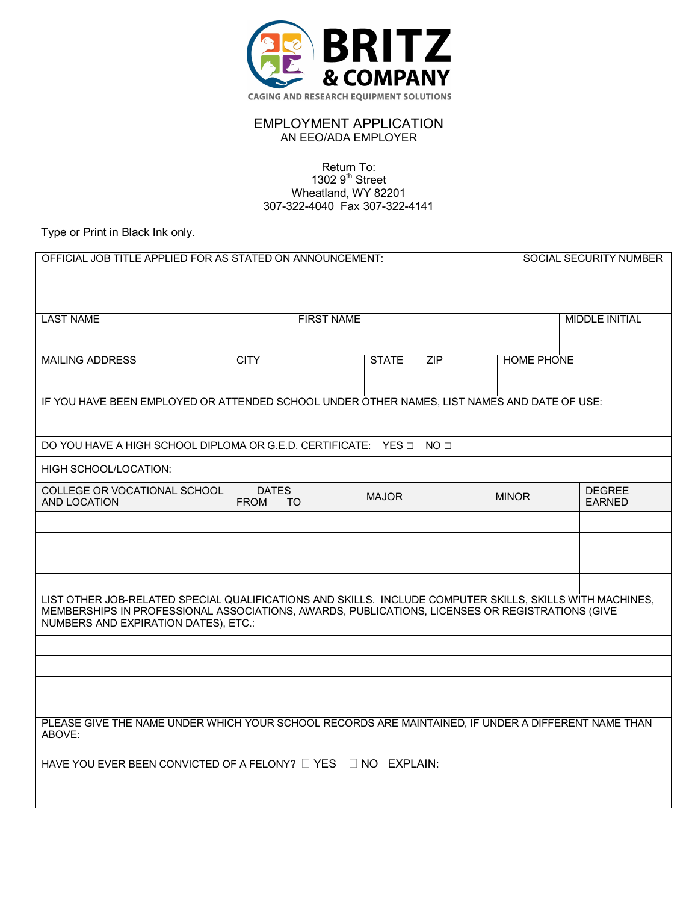# BRITZ & COMPANY

CAGING AND RESEARCH EQUIPMENT SOLUTIONS

## EMPLOYMENT APPLICATION

AN EEO/ADA EMPLOYER

Return To:
1302 9th Street
Wheatland, WY 82201
307-322-4040 Fax 307-322-4141

Type or Print in Black Ink only.

| OFFICIAL JOB TITLE APPLIED FOR AS STATED ON ANNOUNCEMENT: | | | | | SOCIAL SECURITY NUMBER |
|---|---|---|---|---|---|
| LAST NAME | | FIRST NAME | | | MIDDLE INITIAL |
| MAILING ADDRESS | CITY | STATE | ZIP | HOME PHONE | |

IF YOU HAVE BEEN EMPLOYED OR ATTENDED SCHOOL UNDER OTHER NAMES, LIST NAMES AND DATE OF USE:

DO YOU HAVE A HIGH SCHOOL DIPLOMA OR G.E.D. CERTIFICATE: YES ☐ NO ☐

HIGH SCHOOL/LOCATION:

| COLLEGE OR VOCATIONAL SCHOOL AND LOCATION | DATES FROM | DATES TO | MAJOR | MINOR | DEGREE EARNED |
|---|---|---|---|---|---|
| | | | | | |
| | | | | | |
| | | | | | |
| | | | | | |

LIST OTHER JOB-RELATED SPECIAL QUALIFICATIONS AND SKILLS. INCLUDE COMPUTER SKILLS, SKILLS WITH MACHINES, MEMBERSHIPS IN PROFESSIONAL ASSOCIATIONS, AWARDS, PUBLICATIONS, LICENSES OR REGISTRATIONS (GIVE NUMBERS AND EXPIRATION DATES), ETC.:

PLEASE GIVE THE NAME UNDER WHICH YOUR SCHOOL RECORDS ARE MAINTAINED, IF UNDER A DIFFERENT NAME THAN ABOVE:

HAVE YOU EVER BEEN CONVICTED OF A FELONY? ☐ YES ☐ NO EXPLAIN: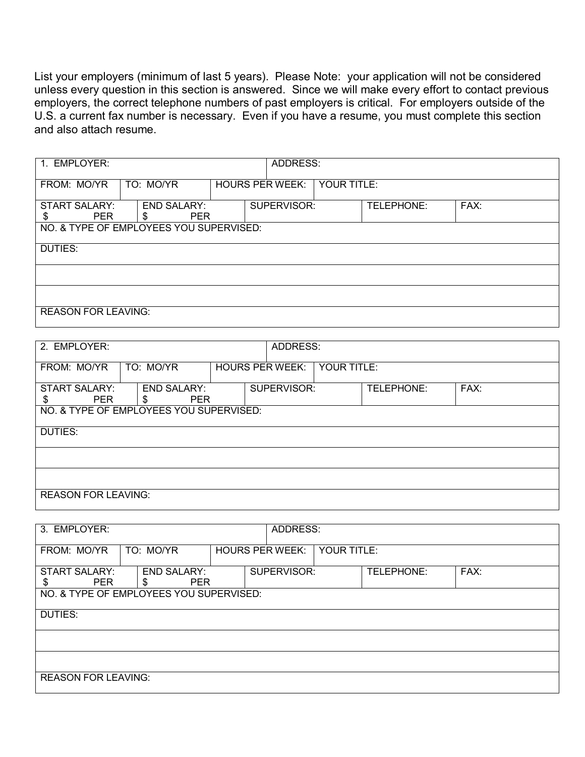List your employers (minimum of last 5 years). Please Note: your application will not be considered unless every question in this section is answered. Since we will make every effort to contact previous employers, the correct telephone numbers of past employers is critical. For employers outside of the U.S. a current fax number is necessary. Even if you have a resume, you must complete this section and also attach resume.

| 1. EMPLOYER: | | | ADDRESS: | | |
|---|---|---|---|---|---|
| FROM: MO/YR | TO: MO/YR | HOURS PER WEEK: | YOUR TITLE: | | |
| START SALARY: $ PER | END SALARY: $ PER | SUPERVISOR: | | TELEPHONE: | FAX: |
| NO. & TYPE OF EMPLOYEES YOU SUPERVISED: | | | | | |
| DUTIES: | | | | | |
| | | | | | |
| | | | | | |
| REASON FOR LEAVING: | | | | | |

| 2. EMPLOYER: | | | ADDRESS: | | |
|---|---|---|---|---|---|
| FROM: MO/YR | TO: MO/YR | HOURS PER WEEK: | YOUR TITLE: | | |
| START SALARY: $ PER | END SALARY: $ PER | SUPERVISOR: | | TELEPHONE: | FAX: |
| NO. & TYPE OF EMPLOYEES YOU SUPERVISED: | | | | | |
| DUTIES: | | | | | |
| | | | | | |
| | | | | | |
| REASON FOR LEAVING: | | | | | |

| 3. EMPLOYER: | | | ADDRESS: | | |
|---|---|---|---|---|---|
| FROM: MO/YR | TO: MO/YR | HOURS PER WEEK: | YOUR TITLE: | | |
| START SALARY: $ PER | END SALARY: $ PER | SUPERVISOR: | | TELEPHONE: | FAX: |
| NO. & TYPE OF EMPLOYEES YOU SUPERVISED: | | | | | |
| DUTIES: | | | | | |
| | | | | | |
| | | | | | |
| REASON FOR LEAVING: | | | | | |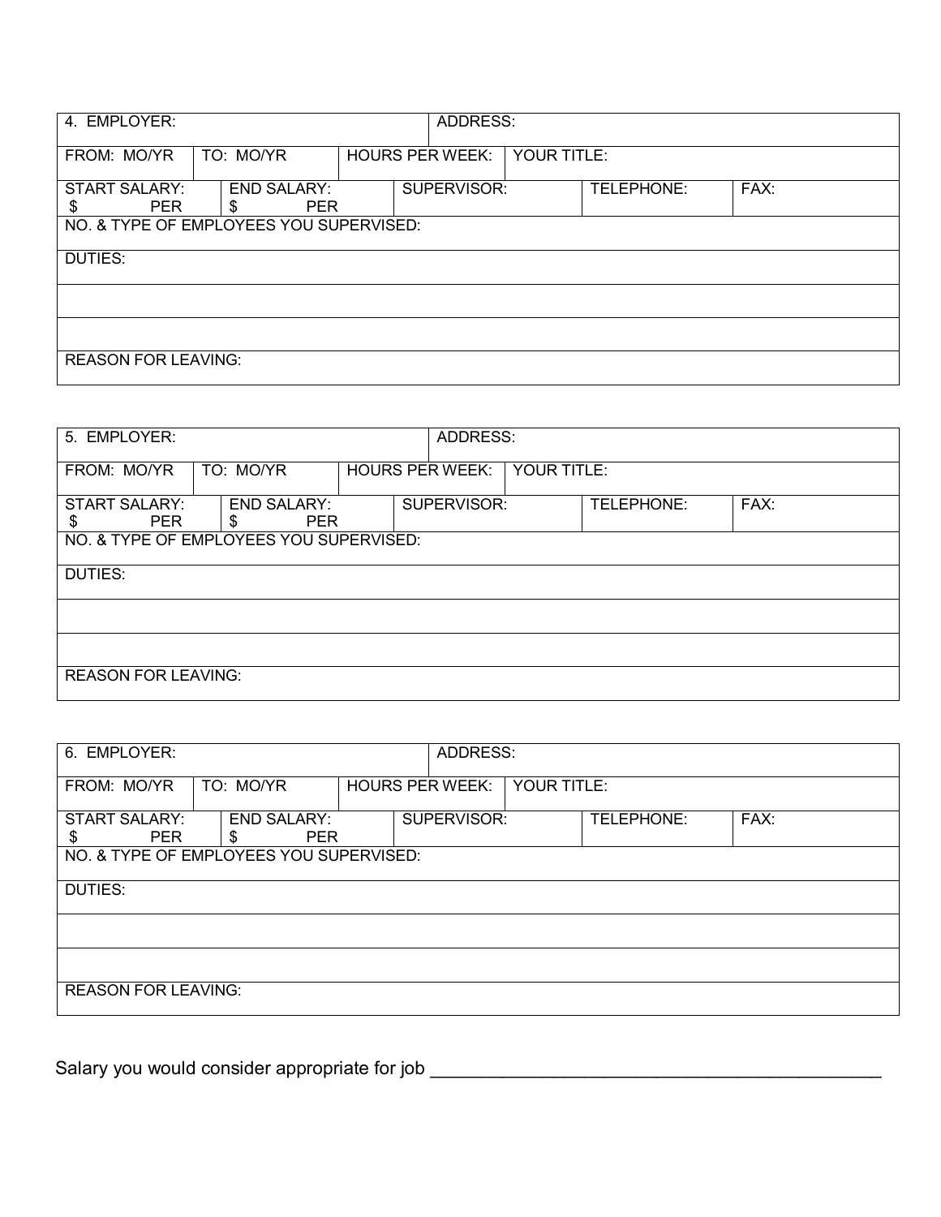| 4. EMPLOYER: | | | ADDRESS: | | |
|---|---|---|---|---|---|
| FROM: MO/YR | TO: MO/YR | HOURS PER WEEK: | YOUR TITLE: | | |
| START SALARY: $ PER | END SALARY: $ PER | SUPERVISOR: | | TELEPHONE: | FAX: |
| NO. & TYPE OF EMPLOYEES YOU SUPERVISED: | | | | | |
| DUTIES: | | | | | |
| | | | | | |
| | | | | | |
| REASON FOR LEAVING: | | | | | |

| 5. EMPLOYER: | | | ADDRESS: | | |
|---|---|---|---|---|---|
| FROM: MO/YR | TO: MO/YR | HOURS PER WEEK: | YOUR TITLE: | | |
| START SALARY: $ PER | END SALARY: $ PER | SUPERVISOR: | | TELEPHONE: | FAX: |
| NO. & TYPE OF EMPLOYEES YOU SUPERVISED: | | | | | |
| DUTIES: | | | | | |
| | | | | | |
| | | | | | |
| REASON FOR LEAVING: | | | | | |

| 6. EMPLOYER: | | | ADDRESS: | | |
|---|---|---|---|---|---|
| FROM: MO/YR | TO: MO/YR | HOURS PER WEEK: | YOUR TITLE: | | |
| START SALARY: $ PER | END SALARY: $ PER | SUPERVISOR: | | TELEPHONE: | FAX: |
| NO. & TYPE OF EMPLOYEES YOU SUPERVISED: | | | | | |
| DUTIES: | | | | | |
| | | | | | |
| | | | | | |
| REASON FOR LEAVING: | | | | | |

Salary you would consider appropriate for job ____________________________________________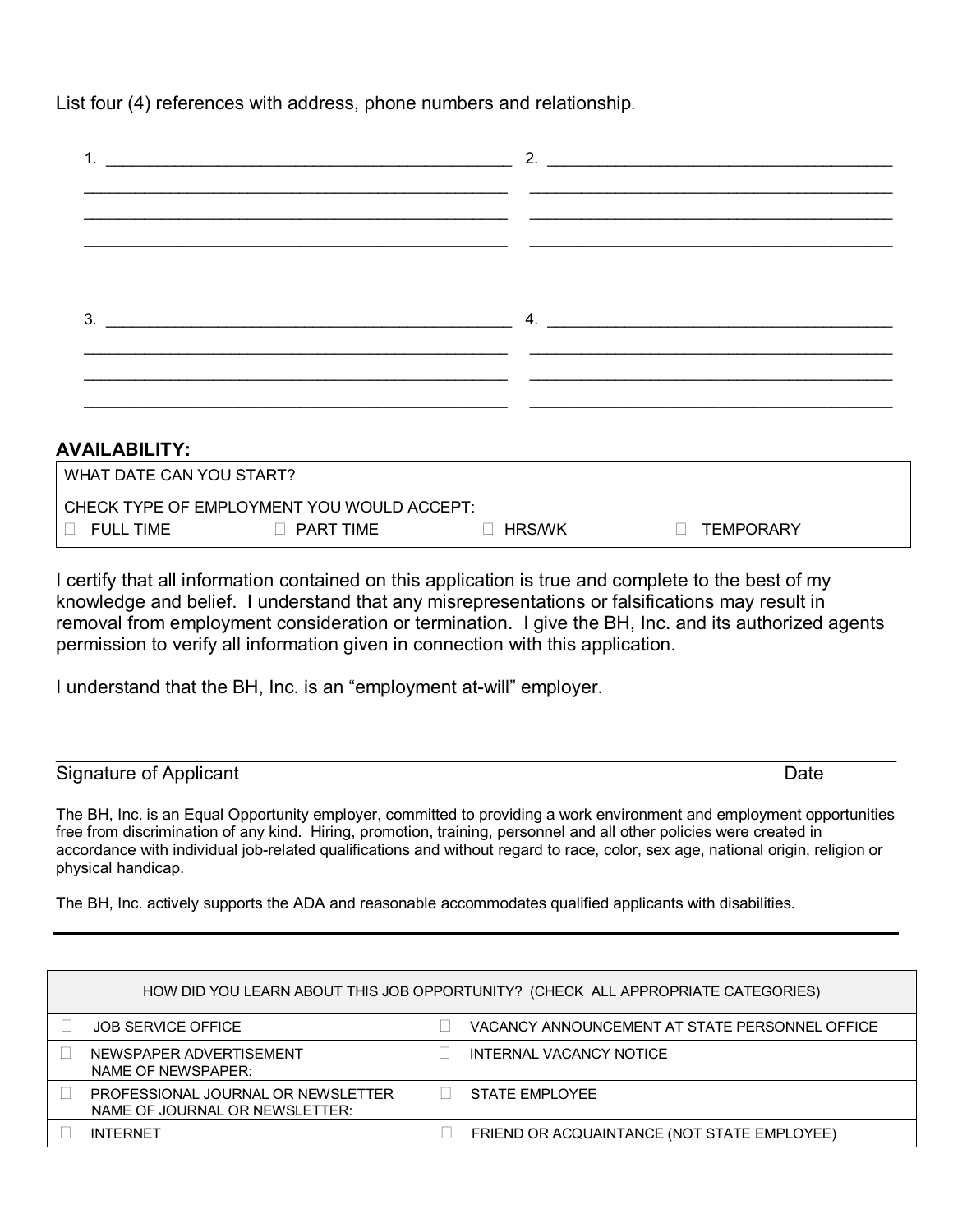List four (4) references with address, phone numbers and relationship.

1. _______________________________________________

_______________________________________________

_______________________________________________

_______________________________________________

2. _______________________________________________

_______________________________________________

_______________________________________________

_______________________________________________

3. _______________________________________________

_______________________________________________

_______________________________________________

_______________________________________________

4. _______________________________________________

_______________________________________________

_______________________________________________

_______________________________________________

**AVAILABILITY:**

| | | | |
|---|---|---|---|
| WHAT DATE CAN YOU START? | | | |
| CHECK TYPE OF EMPLOYMENT YOU WOULD ACCEPT: | | | |
| ☐ FULL TIME | ☐ PART TIME | ☐ HRS/WK | ☐ TEMPORARY |

I certify that all information contained on this application is true and complete to the best of my knowledge and belief. I understand that any misrepresentations or falsifications may result in removal from employment consideration or termination. I give the BH, Inc. and its authorized agents permission to verify all information given in connection with this application.

I understand that the BH, Inc. is an "employment at-will" employer.

_______________________________________________________________

Signature of Applicant Date

The BH, Inc. is an Equal Opportunity employer, committed to providing a work environment and employment opportunities free from discrimination of any kind. Hiring, promotion, training, personnel and all other policies were created in accordance with individual job-related qualifications and without regard to race, color, sex age, national origin, religion or physical handicap.

The BH, Inc. actively supports the ADA and reasonable accommodates qualified applicants with disabilities.

| HOW DID YOU LEARN ABOUT THIS JOB OPPORTUNITY? (CHECK ALL APPROPRIATE CATEGORIES) | |
|---|---|
| ☐ JOB SERVICE OFFICE | ☐ VACANCY ANNOUNCEMENT AT STATE PERSONNEL OFFICE |
| ☐ NEWSPAPER ADVERTISEMENT<br>NAME OF NEWSPAPER: | ☐ INTERNAL VACANCY NOTICE |
| ☐ PROFESSIONAL JOURNAL OR NEWSLETTER<br>NAME OF JOURNAL OR NEWSLETTER: | ☐ STATE EMPLOYEE |
| ☐ INTERNET | ☐ FRIEND OR ACQUAINTANCE (NOT STATE EMPLOYEE) |